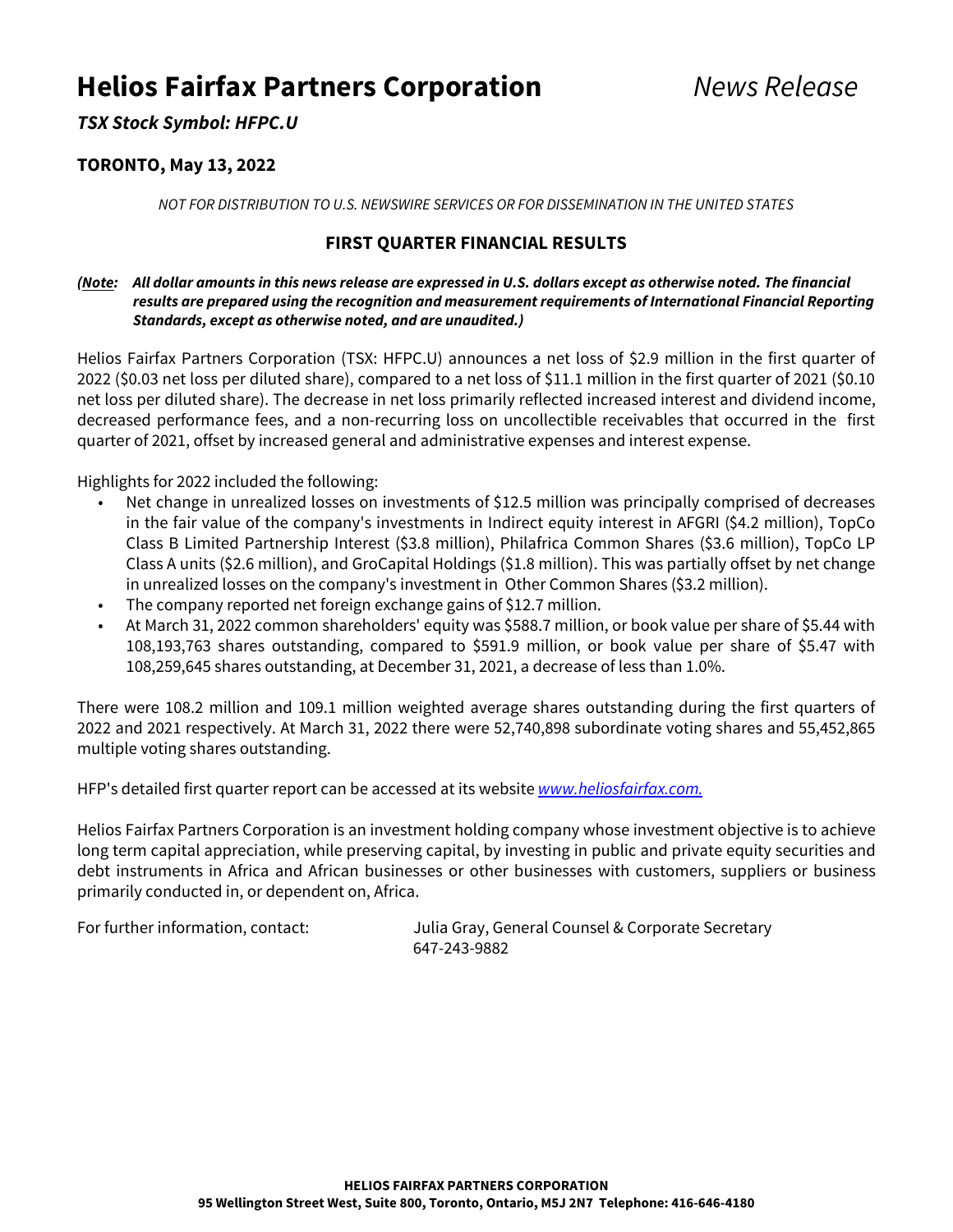# Helios Fairfax Partners Corporation

*News Release*

***TSX Stock Symbol: HFPC.U***

**TORONTO, May 13, 2022**

*NOT FOR DISTRIBUTION TO U.S. NEWSWIRE SERVICES OR FOR DISSEMINATION IN THE UNITED STATES*

## FIRST QUARTER FINANCIAL RESULTS

***(Note: All dollar amounts in this news release are expressed in U.S. dollars except as otherwise noted. The financial results are prepared using the recognition and measurement requirements of International Financial Reporting Standards, except as otherwise noted, and are unaudited.)***

Helios Fairfax Partners Corporation (TSX: HFPC.U) announces a net loss of $2.9 million in the first quarter of 2022 ($0.03 net loss per diluted share), compared to a net loss of $11.1 million in the first quarter of 2021 ($0.10 net loss per diluted share). The decrease in net loss primarily reflected increased interest and dividend income, decreased performance fees, and a non-recurring loss on uncollectible receivables that occurred in the first quarter of 2021, offset by increased general and administrative expenses and interest expense.

Highlights for 2022 included the following:

- Net change in unrealized losses on investments of $12.5 million was principally comprised of decreases in the fair value of the company's investments in Indirect equity interest in AFGRI ($4.2 million), TopCo Class B Limited Partnership Interest ($3.8 million), Philafrica Common Shares ($3.6 million), TopCo LP Class A units ($2.6 million), and GroCapital Holdings ($1.8 million). This was partially offset by net change in unrealized losses on the company's investment in Other Common Shares ($3.2 million).
- The company reported net foreign exchange gains of $12.7 million.
- At March 31, 2022 common shareholders' equity was $588.7 million, or book value per share of $5.44 with 108,193,763 shares outstanding, compared to $591.9 million, or book value per share of $5.47 with 108,259,645 shares outstanding, at December 31, 2021, a decrease of less than 1.0%.

There were 108.2 million and 109.1 million weighted average shares outstanding during the first quarters of 2022 and 2021 respectively. At March 31, 2022 there were 52,740,898 subordinate voting shares and 55,452,865 multiple voting shares outstanding.

HFP's detailed first quarter report can be accessed at its website *www.heliosfairfax.com.*

Helios Fairfax Partners Corporation is an investment holding company whose investment objective is to achieve long term capital appreciation, while preserving capital, by investing in public and private equity securities and debt instruments in Africa and African businesses or other businesses with customers, suppliers or business primarily conducted in, or dependent on, Africa.

For further information, contact: Julia Gray, General Counsel & Corporate Secretary
647-243-9882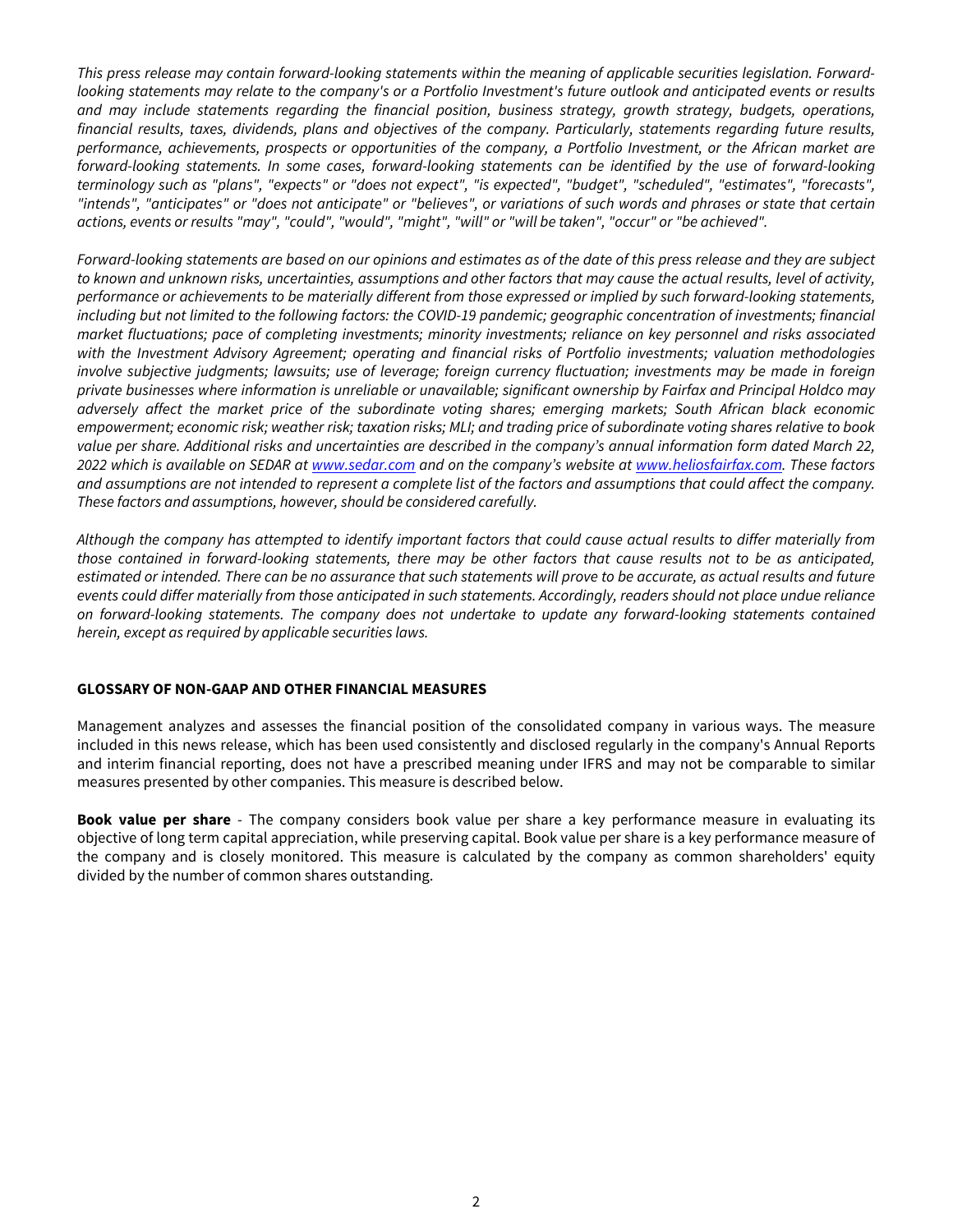*This press release may contain forward-looking statements within the meaning of applicable securities legislation. Forward-looking statements may relate to the company's or a Portfolio Investment's future outlook and anticipated events or results and may include statements regarding the financial position, business strategy, growth strategy, budgets, operations, financial results, taxes, dividends, plans and objectives of the company. Particularly, statements regarding future results, performance, achievements, prospects or opportunities of the company, a Portfolio Investment, or the African market are forward-looking statements. In some cases, forward-looking statements can be identified by the use of forward-looking terminology such as "plans", "expects" or "does not expect", "is expected", "budget", "scheduled", "estimates", "forecasts", "intends", "anticipates" or "does not anticipate" or "believes", or variations of such words and phrases or state that certain actions, events or results "may", "could", "would", "might", "will" or "will be taken", "occur" or "be achieved".*

*Forward-looking statements are based on our opinions and estimates as of the date of this press release and they are subject to known and unknown risks, uncertainties, assumptions and other factors that may cause the actual results, level of activity, performance or achievements to be materially different from those expressed or implied by such forward-looking statements, including but not limited to the following factors: the COVID-19 pandemic; geographic concentration of investments; financial market fluctuations; pace of completing investments; minority investments; reliance on key personnel and risks associated with the Investment Advisory Agreement; operating and financial risks of Portfolio investments; valuation methodologies involve subjective judgments; lawsuits; use of leverage; foreign currency fluctuation; investments may be made in foreign private businesses where information is unreliable or unavailable; significant ownership by Fairfax and Principal Holdco may adversely affect the market price of the subordinate voting shares; emerging markets; South African black economic empowerment; economic risk; weather risk; taxation risks; MLI; and trading price of subordinate voting shares relative to book value per share. Additional risks and uncertainties are described in the company's annual information form dated March 22, 2022 which is available on SEDAR at [www.sedar.com](http://www.sedar.com) and on the company's website at [www.heliosfairfax.com](http://www.heliosfairfax.com). These factors and assumptions are not intended to represent a complete list of the factors and assumptions that could affect the company. These factors and assumptions, however, should be considered carefully.*

*Although the company has attempted to identify important factors that could cause actual results to differ materially from those contained in forward-looking statements, there may be other factors that cause results not to be as anticipated, estimated or intended. There can be no assurance that such statements will prove to be accurate, as actual results and future events could differ materially from those anticipated in such statements. Accordingly, readers should not place undue reliance on forward-looking statements. The company does not undertake to update any forward-looking statements contained herein, except as required by applicable securities laws.*

## GLOSSARY OF NON-GAAP AND OTHER FINANCIAL MEASURES

Management analyzes and assesses the financial position of the consolidated company in various ways. The measure included in this news release, which has been used consistently and disclosed regularly in the company's Annual Reports and interim financial reporting, does not have a prescribed meaning under IFRS and may not be comparable to similar measures presented by other companies. This measure is described below.

**Book value per share** - The company considers book value per share a key performance measure in evaluating its objective of long term capital appreciation, while preserving capital. Book value per share is a key performance measure of the company and is closely monitored. This measure is calculated by the company as common shareholders' equity divided by the number of common shares outstanding.